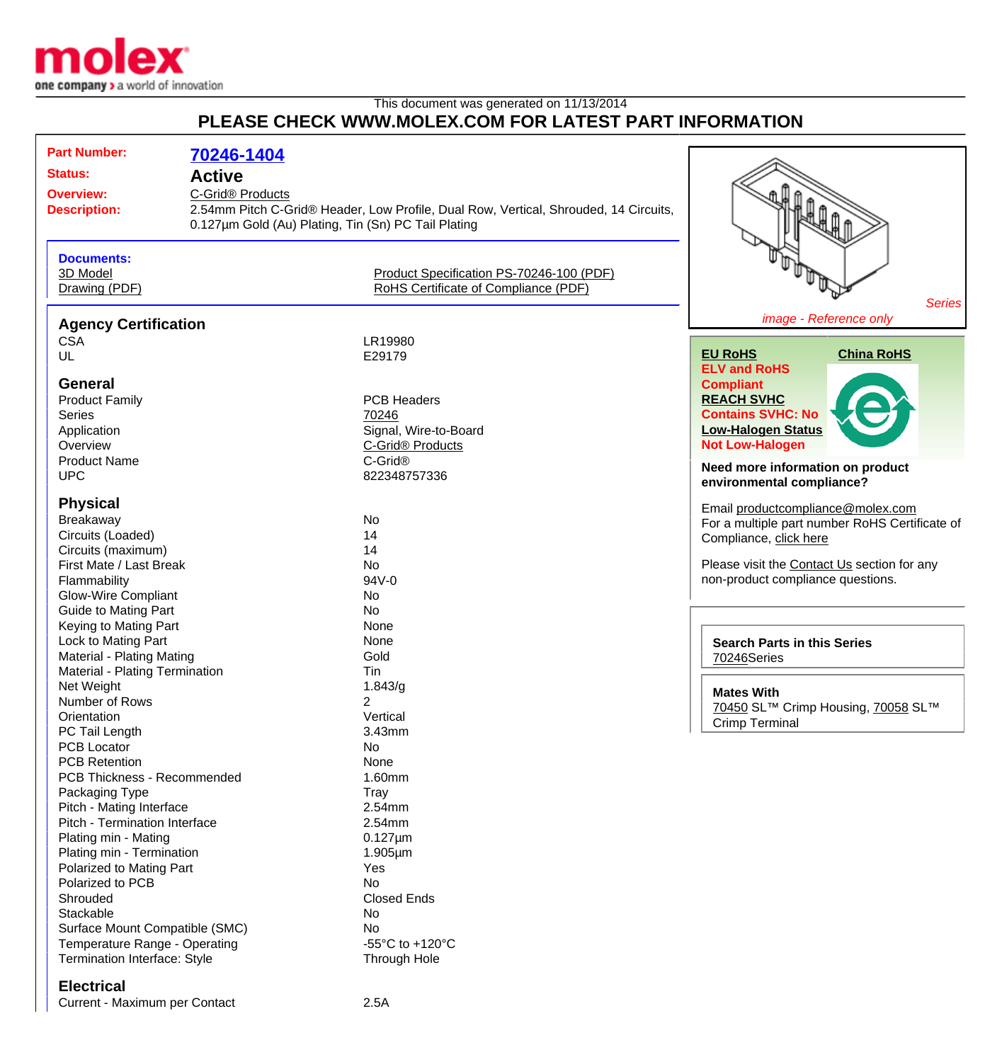molex
one company > a world of innovation

This document was generated on 11/13/2014

# PLEASE CHECK WWW.MOLEX.COM FOR LATEST PART INFORMATION

**Part Number:** 70246-1404
**Status:** Active
**Overview:** C-Grid® Products
**Description:** 2.54mm Pitch C-Grid® Header, Low Profile, Dual Row, Vertical, Shrouded, 14 Circuits, 0.127µm Gold (Au) Plating, Tin (Sn) PC Tail Plating

**Documents:**
- 3D Model
- Drawing (PDF)
- Product Specification PS-70246-100 (PDF)
- RoHS Certificate of Compliance (PDF)

*Series*
*image - Reference only*

**EU RoHS**
**ELV and RoHS Compliant**
**REACH SVHC**
**Contains SVHC: No**
**Low-Halogen Status**
**Not Low-Halogen**

**China RoHS**

**Need more information on product environmental compliance?**

Email productcompliance@molex.com
For a multiple part number RoHS Certificate of Compliance, click here

Please visit the Contact Us section for any non-product compliance questions.

**Search Parts in this Series**
70246Series

**Mates With**
70450 SL™ Crimp Housing, 70058 SL™ Crimp Terminal

## Agency Certification

| | |
|---|---|
| CSA | LR19980 |
| UL | E29179 |

## General

| | |
|---|---|
| Product Family | PCB Headers |
| Series | 70246 |
| Application | Signal, Wire-to-Board |
| Overview | C-Grid® Products |
| Product Name | C-Grid® |
| UPC | 822348757336 |

## Physical

| | |
|---|---|
| Breakaway | No |
| Circuits (Loaded) | 14 |
| Circuits (maximum) | 14 |
| First Mate / Last Break | No |
| Flammability | 94V-0 |
| Glow-Wire Compliant | No |
| Guide to Mating Part | No |
| Keying to Mating Part | None |
| Lock to Mating Part | None |
| Material - Plating Mating | Gold |
| Material - Plating Termination | Tin |
| Net Weight | 1.843/g |
| Number of Rows | 2 |
| Orientation | Vertical |
| PC Tail Length | 3.43mm |
| PCB Locator | No |
| PCB Retention | None |
| PCB Thickness - Recommended | 1.60mm |
| Packaging Type | Tray |
| Pitch - Mating Interface | 2.54mm |
| Pitch - Termination Interface | 2.54mm |
| Plating min - Mating | 0.127µm |
| Plating min - Termination | 1.905µm |
| Polarized to Mating Part | Yes |
| Polarized to PCB | No |
| Shrouded | Closed Ends |
| Stackable | No |
| Surface Mount Compatible (SMC) | No |
| Temperature Range - Operating | -55°C to +120°C |
| Termination Interface: Style | Through Hole |

## Electrical

| | |
|---|---|
| Current - Maximum per Contact | 2.5A |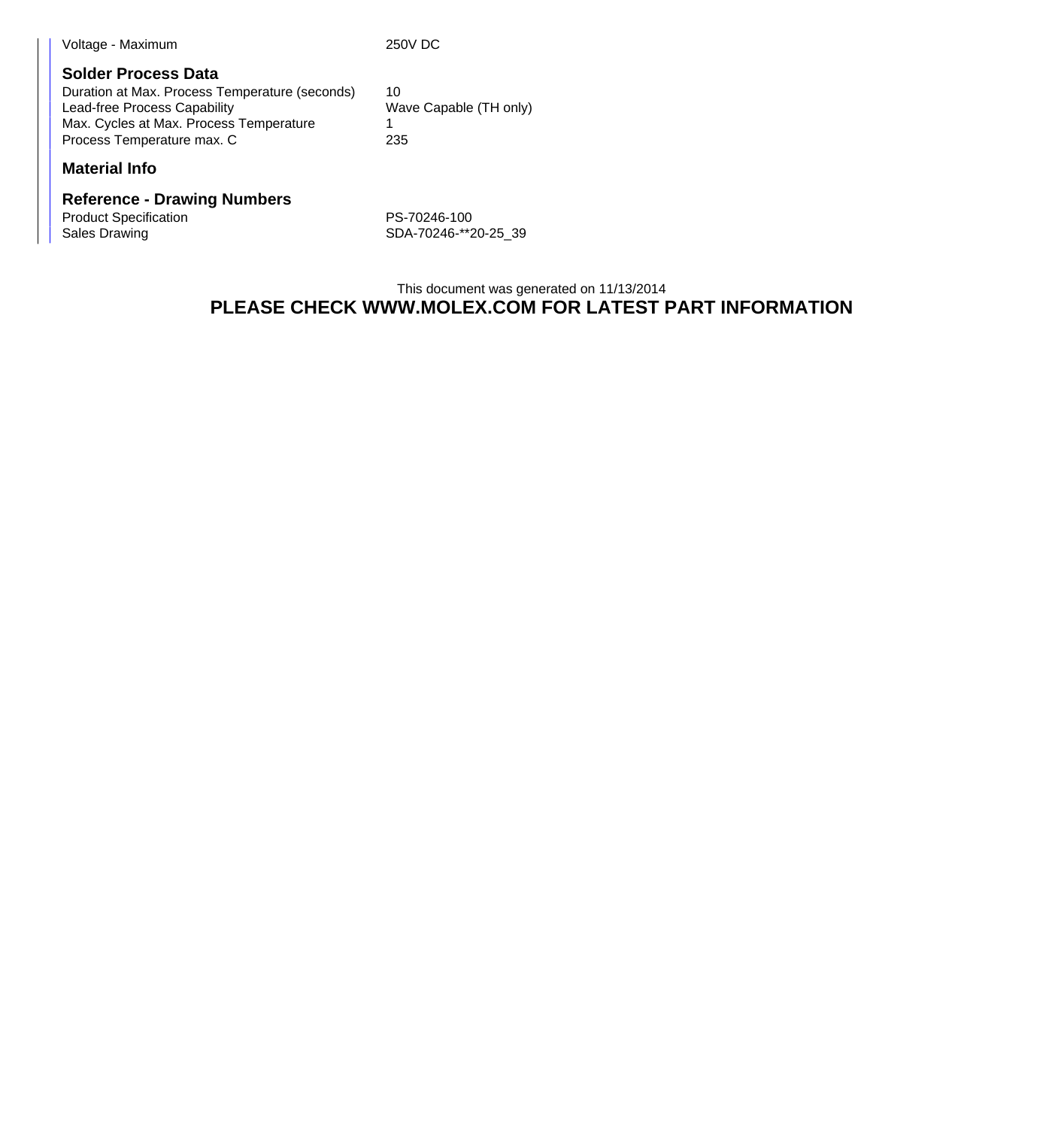| | |
|---|---|
| Voltage - Maximum | 250V DC |

## Solder Process Data

| | |
|---|---|
| Duration at Max. Process Temperature (seconds) | 10 |
| Lead-free Process Capability | Wave Capable (TH only) |
| Max. Cycles at Max. Process Temperature | 1 |
| Process Temperature max. C | 235 |

## Material Info

## Reference - Drawing Numbers

| | |
|---|---|
| Product Specification | PS-70246-100 |
| Sales Drawing | SDA-70246-**20-25_39 |

This document was generated on 11/13/2014

**PLEASE CHECK WWW.MOLEX.COM FOR LATEST PART INFORMATION**